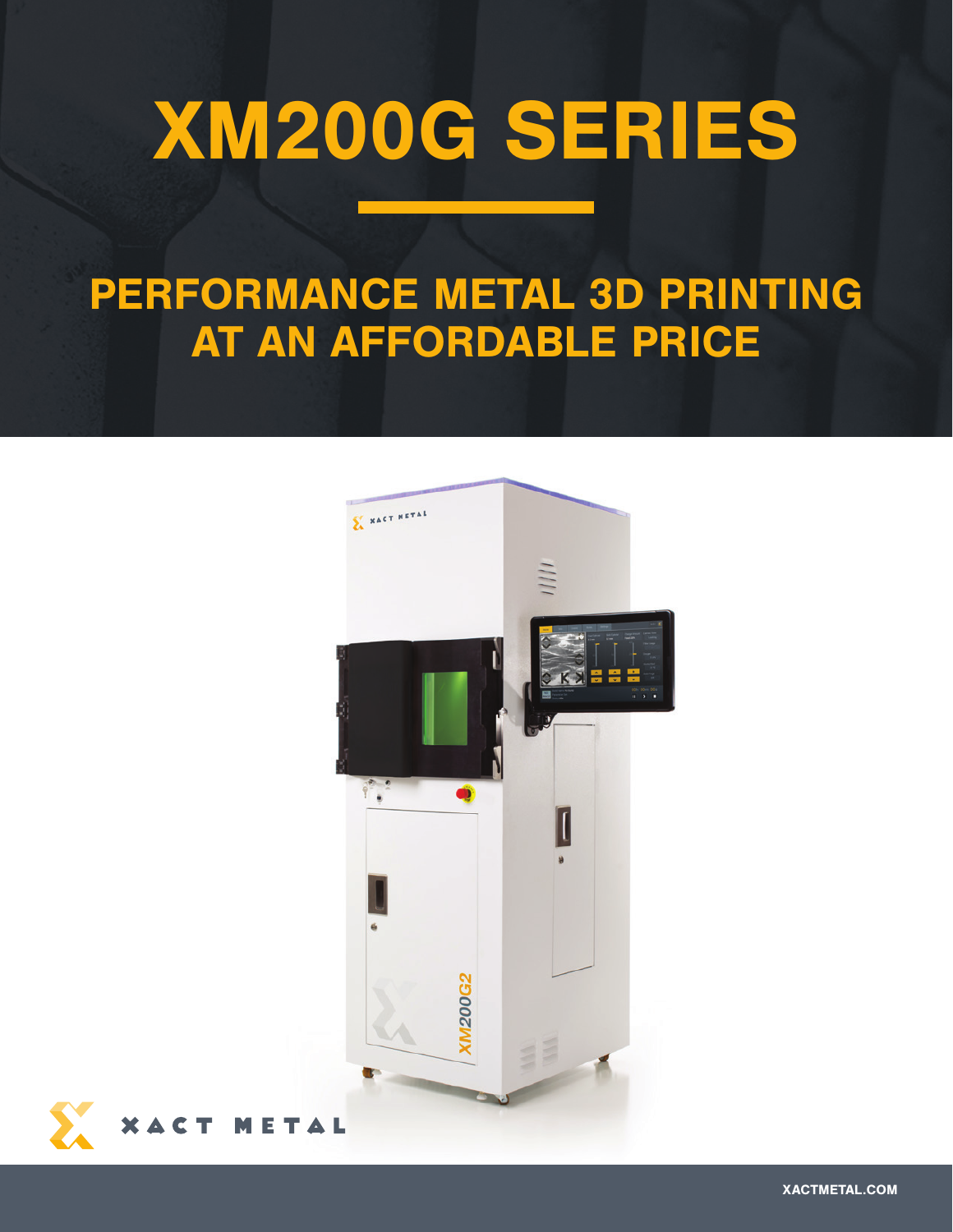# XM200G SERIES

## PERFORMANCE METAL 3D PRINTING AT AN AFFORDABLE PRICE

XACT METAL

XACTMETAL.COM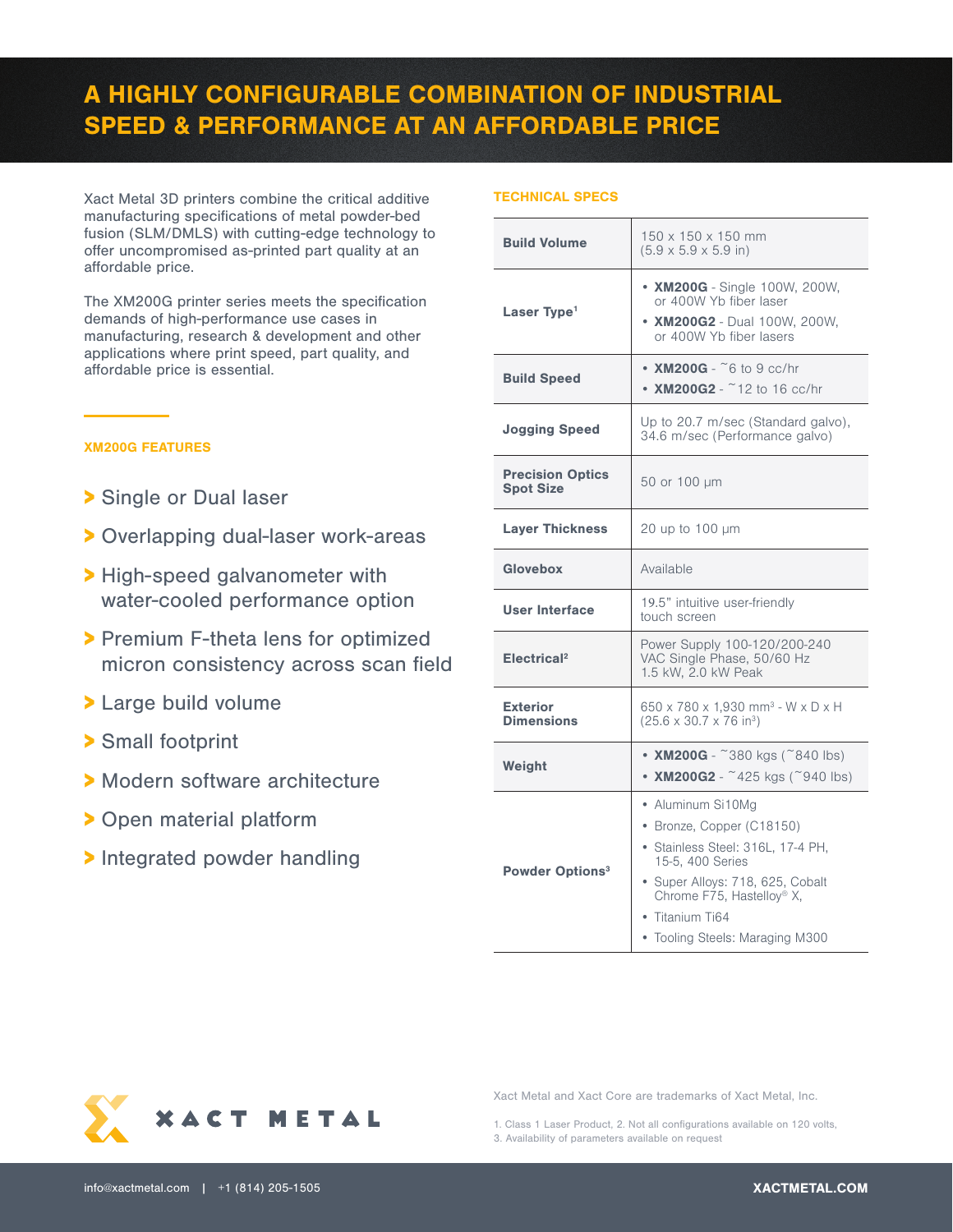# A HIGHLY CONFIGURABLE COMBINATION OF INDUSTRIAL SPEED & PERFORMANCE AT AN AFFORDABLE PRICE

Xact Metal 3D printers combine the critical additive manufacturing specifications of metal powder-bed fusion (SLM/DMLS) with cutting-edge technology to offer uncompromised as-printed part quality at an affordable price.

The XM200G printer series meets the specification demands of high-performance use cases in manufacturing, research & development and other applications where print speed, part quality, and affordable price is essential.

### XM200G FEATURES

- Single or Dual laser
- Overlapping dual-laser work-areas
- High-speed galvanometer with water-cooled performance option
- Premium F-theta lens for optimized micron consistency across scan field
- Large build volume
- Small footprint
- Modern software architecture
- Open material platform
- Integrated powder handling

### TECHNICAL SPECS

| | |
|---|---|
| **Build Volume** | 150 x 150 x 150 mm (5.9 x 5.9 x 5.9 in) |
| **Laser Type**[1] | • **XM200G** - Single 100W, 200W, or 400W Yb fiber laser<br>• **XM200G2** - Dual 100W, 200W, or 400W Yb fiber lasers |
| **Build Speed** | • **XM200G** - ~6 to 9 cc/hr<br>• **XM200G2** - ~12 to 16 cc/hr |
| **Jogging Speed** | Up to 20.7 m/sec (Standard galvo), 34.6 m/sec (Performance galvo) |
| **Precision Optics Spot Size** | 50 or 100 μm |
| **Layer Thickness** | 20 up to 100 μm |
| **Glovebox** | Available |
| **User Interface** | 19.5" intuitive user-friendly touch screen |
| **Electrical**[2] | Power Supply 100-120/200-240 VAC Single Phase, 50/60 Hz 1.5 kW, 2.0 kW Peak |
| **Exterior Dimensions** | 650 x 780 x 1,930 mm³ - W x D x H (25.6 x 30.7 x 76 in³) |
| **Weight** | • **XM200G** - ~380 kgs (~840 lbs)<br>• **XM200G2** - ~425 kgs (~940 lbs) |
| **Powder Options**[3] | • Aluminum Si10Mg<br>• Bronze, Copper (C18150)<br>• Stainless Steel: 316L, 17-4 PH, 15-5, 400 Series<br>• Super Alloys: 718, 625, Cobalt Chrome F75, Hastelloy® X,<br>• Titanium Ti64<br>• Tooling Steels: Maraging M300 |

XACT METAL

Xact Metal and Xact Core are trademarks of Xact Metal, Inc.

1. Class 1 Laser Product, 2. Not all configurations available on 120 volts, 3. Availability of parameters available on request

info@xactmetal.com | +1 (814) 205-1505

XACTMETAL.COM